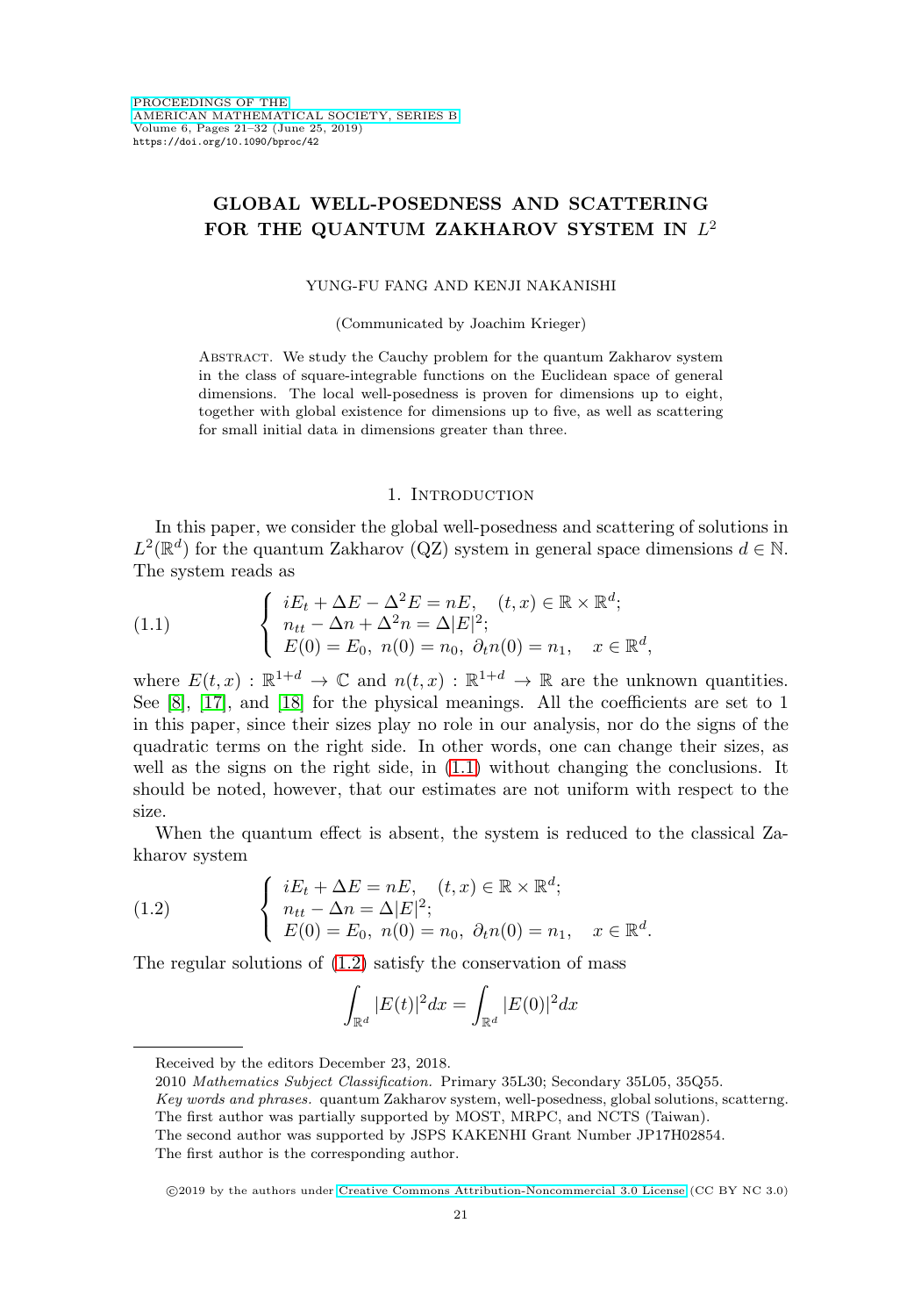# GLOBAL WELL-POSEDNESS AND SCATTERING FOR THE QUANTUM ZAKHAROV SYSTEM IN $L^2$

YUNG-FU FANG AND KENJI NAKANISHI

(Communicated by Joachim Krieger)

ABSTRACT. We study the Cauchy problem for the quantum Zakharov system in the class of square-integrable functions on the Euclidean space of general dimensions. The local well-posedness is proven for dimensions up to eight, together with global existence for dimensions up to five, as well as scattering for small initial data in dimensions greater than three.

## 1. Introduction

In this paper, we consider the global well-posedness and scattering of solutions in $L^2(\mathbb{R}^d)$ for the quantum Zakharov (QZ) system in general space dimensions $d \in \mathbb{N}$. The system reads as

$$
\begin{cases} iE_t + \Delta E - \Delta^2 E = nE, \quad (t,x) \in \mathbb{R} \times \mathbb{R}^d; \\ n_{tt} - \Delta n + \Delta^2 n = \Delta |E|^2; \\ E(0) = E_0, \ n(0) = n_0, \ \partial_t n(0) = n_1, \quad x \in \mathbb{R}^d, \end{cases} \tag{1.1}
$$

where $E(t,x) : \mathbb{R}^{1+d} \to \mathbb{C}$ and $n(t,x) : \mathbb{R}^{1+d} \to \mathbb{R}$ are the unknown quantities. See [8], [17], and [18] for the physical meanings. All the coefficients are set to 1 in this paper, since their sizes play no role in our analysis, nor do the signs of the quadratic terms on the right side. In other words, one can change their sizes, as well as the signs on the right side, in (1.1) without changing the conclusions. It should be noted, however, that our estimates are not uniform with respect to the size.

When the quantum effect is absent, the system is reduced to the classical Zakharov system

$$
\begin{cases} iE_t + \Delta E = nE, \quad (t,x) \in \mathbb{R} \times \mathbb{R}^d; \\ n_{tt} - \Delta n = \Delta |E|^2; \\ E(0) = E_0, \ n(0) = n_0, \ \partial_t n(0) = n_1, \quad x \in \mathbb{R}^d. \end{cases} \tag{1.2}
$$

The regular solutions of (1.2) satisfy the conservation of mass

$$
\int_{\mathbb{R}^d} |E(t)|^2 dx = \int_{\mathbb{R}^d} |E(0)|^2 dx
$$

---

Received by the editors December 23, 2018.

2010 *Mathematics Subject Classification.* Primary 35L30; Secondary 35L05, 35Q55.

*Key words and phrases.* quantum Zakharov system, well-posedness, global solutions, scatterng.

The first author was partially supported by MOST, MRPC, and NCTS (Taiwan).

The second author was supported by JSPS KAKENHI Grant Number JP17H02854.

The first author is the corresponding author.

©2019 by the authors under Creative Commons Attribution-Noncommercial 3.0 License (CC BY NC 3.0)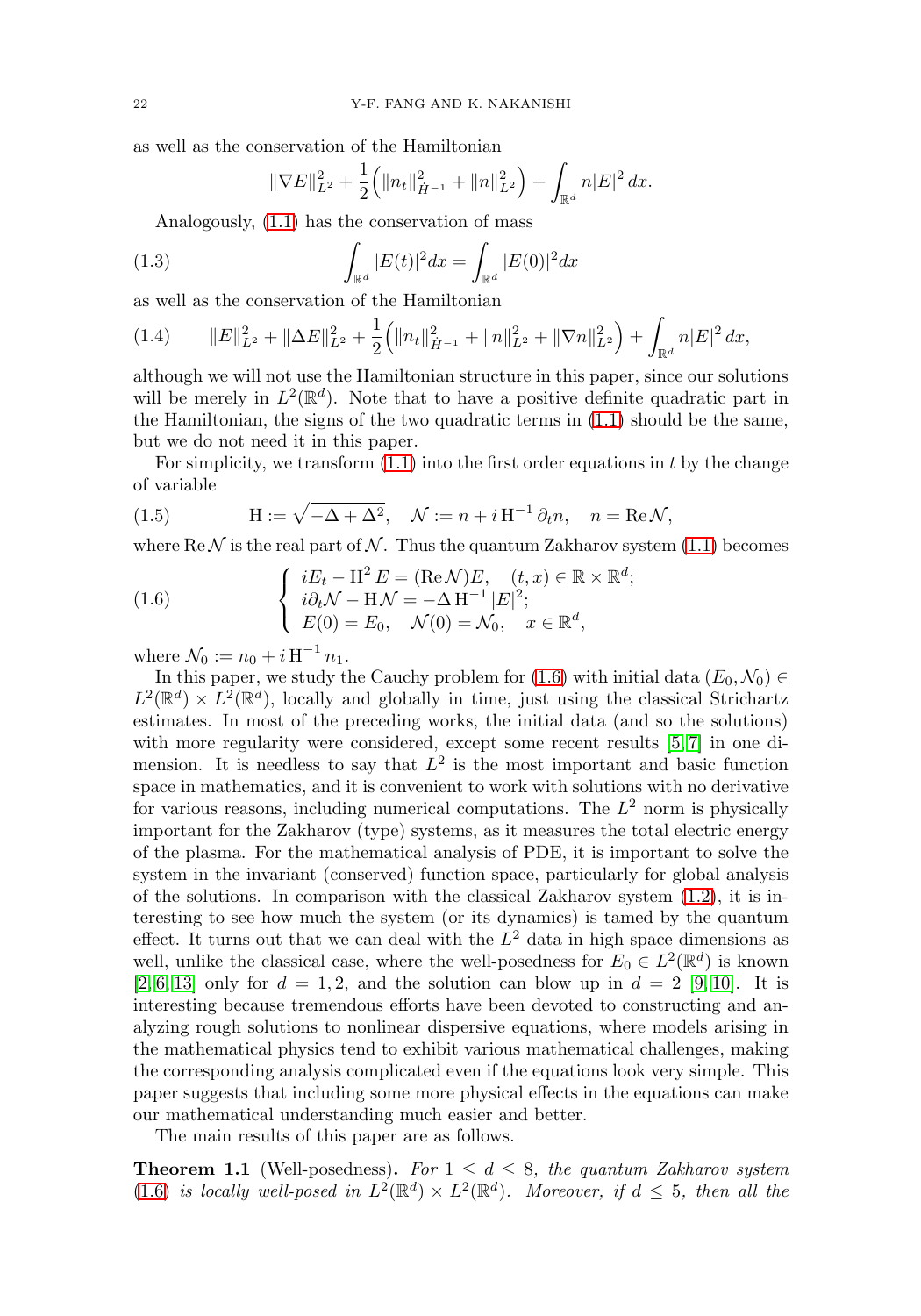as well as the conservation of the Hamiltonian

$$\|\nabla E\|_{L^2}^2 + \frac{1}{2}\Big(\|n_t\|_{\dot{H}^{-1}}^2 + \|n\|_{L^2}^2\Big) + \int_{\mathbb{R}^d} n|E|^2\,dx.$$

Analogously, (1.1) has the conservation of mass

$$\int_{\mathbb{R}^d} |E(t)|^2 dx = \int_{\mathbb{R}^d} |E(0)|^2 dx \tag{1.3}$$

as well as the conservation of the Hamiltonian

$$\|E\|_{L^2}^2 + \|\Delta E\|_{L^2}^2 + \frac{1}{2}\Big(\|n_t\|_{\dot{H}^{-1}}^2 + \|n\|_{L^2}^2 + \|\nabla n\|_{L^2}^2\Big) + \int_{\mathbb{R}^d} n|E|^2\,dx, \tag{1.4}$$

although we will not use the Hamiltonian structure in this paper, since our solutions will be merely in $L^2(\mathbb{R}^d)$. Note that to have a positive definite quadratic part in the Hamiltonian, the signs of the two quadratic terms in (1.1) should be the same, but we do not need it in this paper.

For simplicity, we transform (1.1) into the first order equations in $t$ by the change of variable

$$\mathrm{H} := \sqrt{-\Delta + \Delta^2}, \quad \mathcal{N} := n + i\,\mathrm{H}^{-1}\,\partial_t n, \quad n = \mathrm{Re}\,\mathcal{N}, \tag{1.5}$$

where $\mathrm{Re}\,\mathcal{N}$ is the real part of $\mathcal{N}$. Thus the quantum Zakharov system (1.1) becomes

$$\begin{cases} iE_t - \mathrm{H}^2 E = (\mathrm{Re}\,\mathcal{N})E, \quad (t,x) \in \mathbb{R}\times\mathbb{R}^d; \\ i\partial_t \mathcal{N} - \mathrm{H}\mathcal{N} = -\Delta\,\mathrm{H}^{-1}|E|^2; \\ E(0) = E_0, \quad \mathcal{N}(0) = \mathcal{N}_0, \quad x \in \mathbb{R}^d, \end{cases} \tag{1.6}$$

where $\mathcal{N}_0 := n_0 + i\,\mathrm{H}^{-1}\,n_1$.

In this paper, we study the Cauchy problem for (1.6) with initial data $(E_0, \mathcal{N}_0) \in L^2(\mathbb{R}^d) \times L^2(\mathbb{R}^d)$, locally and globally in time, just using the classical Strichartz estimates. In most of the preceding works, the initial data (and so the solutions) with more regularity were considered, except some recent results [5, 7] in one dimension. It is needless to say that $L^2$ is the most important and basic function space in mathematics, and it is convenient to work with solutions with no derivative for various reasons, including numerical computations. The $L^2$ norm is physically important for the Zakharov (type) systems, as it measures the total electric energy of the plasma. For the mathematical analysis of PDE, it is important to solve the system in the invariant (conserved) function space, particularly for global analysis of the solutions. In comparison with the classical Zakharov system (1.2), it is interesting to see how much the system (or its dynamics) is tamed by the quantum effect. It turns out that we can deal with the $L^2$ data in high space dimensions as well, unlike the classical case, where the well-posedness for $E_0 \in L^2(\mathbb{R}^d)$ is known [2, 6, 13] only for $d = 1, 2$, and the solution can blow up in $d = 2$ [9, 10]. It is interesting because tremendous efforts have been devoted to constructing and analyzing rough solutions to nonlinear dispersive equations, where models arising in the mathematical physics tend to exhibit various mathematical challenges, making the corresponding analysis complicated even if the equations look very simple. This paper suggests that including some more physical effects in the equations can make our mathematical understanding much easier and better.

The main results of this paper are as follows.

**Theorem 1.1** (Well-posedness)**.** *For $1 \le d \le 8$, the quantum Zakharov system (1.6) is locally well-posed in $L^2(\mathbb{R}^d) \times L^2(\mathbb{R}^d)$. Moreover, if $d \le 5$, then all the*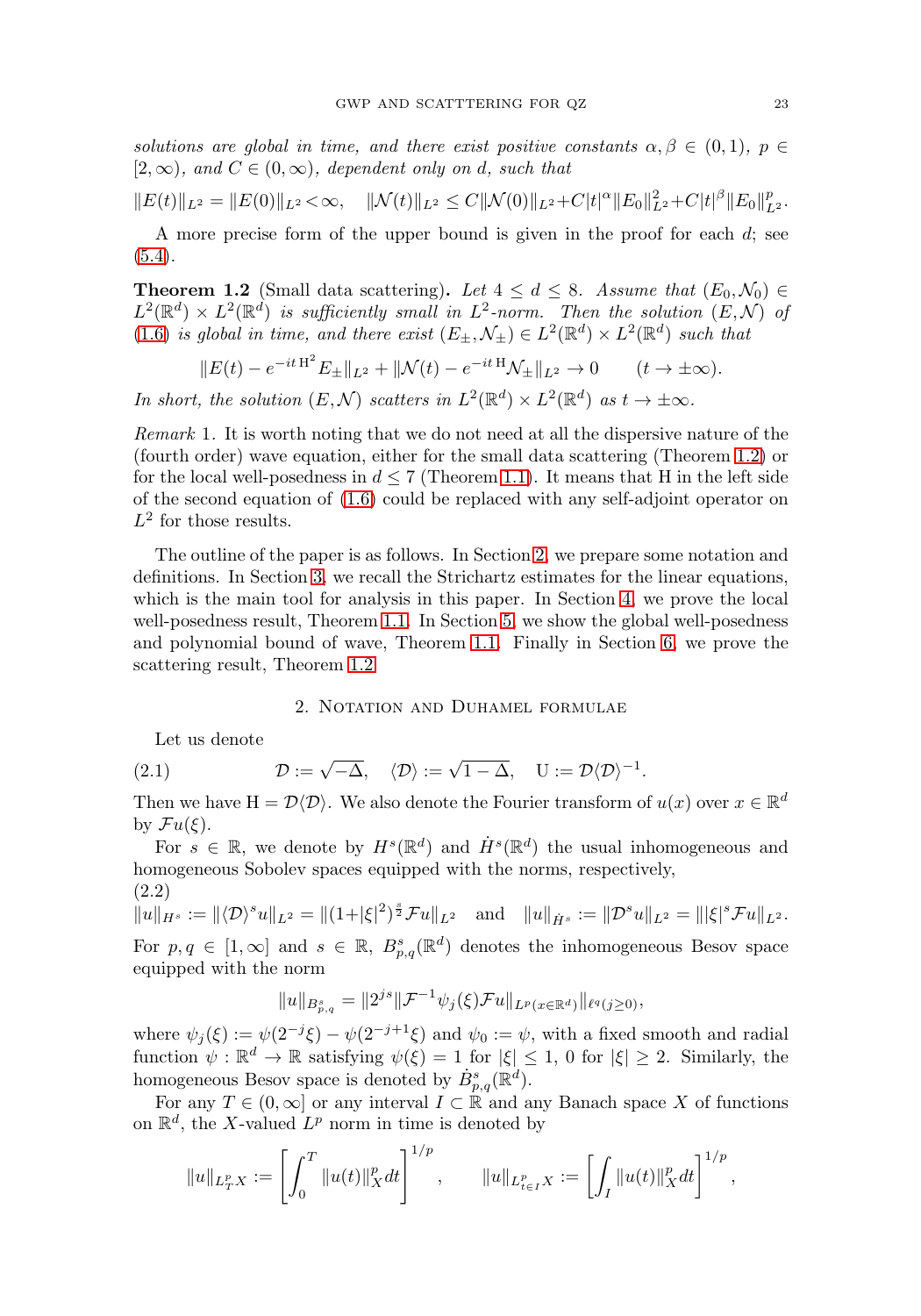*solutions are global in time, and there exist positive constants $\alpha, \beta \in (0,1)$, $p \in [2,\infty)$, and $C \in (0,\infty)$, dependent only on $d$, such that*

$$\|E(t)\|_{L^2} = \|E(0)\|_{L^2} < \infty, \quad \|\mathcal{N}(t)\|_{L^2} \leq C\|\mathcal{N}(0)\|_{L^2} + C|t|^{\alpha}\|E_0\|_{L^2}^2 + C|t|^{\beta}\|E_0\|_{L^2}^p.$$

A more precise form of the upper bound is given in the proof for each $d$; see (5.4).

**Theorem 1.2** (Small data scattering). *Let $4 \leq d \leq 8$. Assume that $(E_0, \mathcal{N}_0) \in L^2(\mathbb{R}^d) \times L^2(\mathbb{R}^d)$ is sufficiently small in $L^2$-norm. Then the solution $(E,\mathcal{N})$ of (1.6) is global in time, and there exist $(E_\pm, \mathcal{N}_\pm) \in L^2(\mathbb{R}^d) \times L^2(\mathbb{R}^d)$ such that*

$$\|E(t) - e^{-it\,\mathrm{H}^2}E_\pm\|_{L^2} + \|\mathcal{N}(t) - e^{-it\,\mathrm{H}}\mathcal{N}_\pm\|_{L^2} \to 0 \qquad (t \to \pm\infty).$$

*In short, the solution $(E,\mathcal{N})$ scatters in $L^2(\mathbb{R}^d) \times L^2(\mathbb{R}^d)$ as $t \to \pm\infty$.*

*Remark* 1. It is worth noting that we do not need at all the dispersive nature of the (fourth order) wave equation, either for the small data scattering (Theorem 1.2) or for the local well-posedness in $d \leq 7$ (Theorem 1.1). It means that H in the left side of the second equation of (1.6) could be replaced with any self-adjoint operator on $L^2$ for those results.

The outline of the paper is as follows. In Section 2, we prepare some notation and definitions. In Section 3, we recall the Strichartz estimates for the linear equations, which is the main tool for analysis in this paper. In Section 4, we prove the local well-posedness result, Theorem 1.1. In Section 5, we show the global well-posedness and polynomial bound of wave, Theorem 1.1. Finally in Section 6, we prove the scattering result, Theorem 1.2.

## 2. Notation and Duhamel formulae

Let us denote

$$\mathcal{D} := \sqrt{-\Delta}, \quad \langle \mathcal{D} \rangle := \sqrt{1-\Delta}, \quad \mathrm{U} := \mathcal{D}\langle \mathcal{D} \rangle^{-1}. \tag{2.1}$$

Then we have $\mathrm{H} = \mathcal{D}\langle \mathcal{D} \rangle$. We also denote the Fourier transform of $u(x)$ over $x \in \mathbb{R}^d$ by $\mathcal{F}u(\xi)$.

For $s \in \mathbb{R}$, we denote by $H^s(\mathbb{R}^d)$ and $\dot{H}^s(\mathbb{R}^d)$ the usual inhomogeneous and homogeneous Sobolev spaces equipped with the norms, respectively,

$$\|u\|_{H^s} := \|\langle \mathcal{D} \rangle^s u\|_{L^2} = \|(1+|\xi|^2)^{\frac{s}{2}}\mathcal{F}u\|_{L^2} \quad \text{and} \quad \|u\|_{\dot{H}^s} := \|\mathcal{D}^s u\|_{L^2} = \||\xi|^s \mathcal{F}u\|_{L^2}. \tag{2.2}$$

For $p, q \in [1,\infty]$ and $s \in \mathbb{R}$, $B^s_{p,q}(\mathbb{R}^d)$ denotes the inhomogeneous Besov space equipped with the norm

$$\|u\|_{B^s_{p,q}} = \|2^{js}\|\mathcal{F}^{-1}\psi_j(\xi)\mathcal{F}u\|_{L^p(x\in\mathbb{R}^d)}\|_{\ell^q(j\geq 0)},$$

where $\psi_j(\xi) := \psi(2^{-j}\xi) - \psi(2^{-j+1}\xi)$ and $\psi_0 := \psi$, with a fixed smooth and radial function $\psi : \mathbb{R}^d \to \mathbb{R}$ satisfying $\psi(\xi) = 1$ for $|\xi| \leq 1$, $0$ for $|\xi| \geq 2$. Similarly, the homogeneous Besov space is denoted by $\dot{B}^s_{p,q}(\mathbb{R}^d)$.

For any $T \in (0,\infty]$ or any interval $I \subset \mathbb{R}$ and any Banach space $X$ of functions on $\mathbb{R}^d$, the $X$-valued $L^p$ norm in time is denoted by

$$\|u\|_{L^p_T X} := \left[\int_0^T \|u(t)\|_X^p dt\right]^{1/p}, \qquad \|u\|_{L^p_{t\in I} X} := \left[\int_I \|u(t)\|_X^p dt\right]^{1/p},$$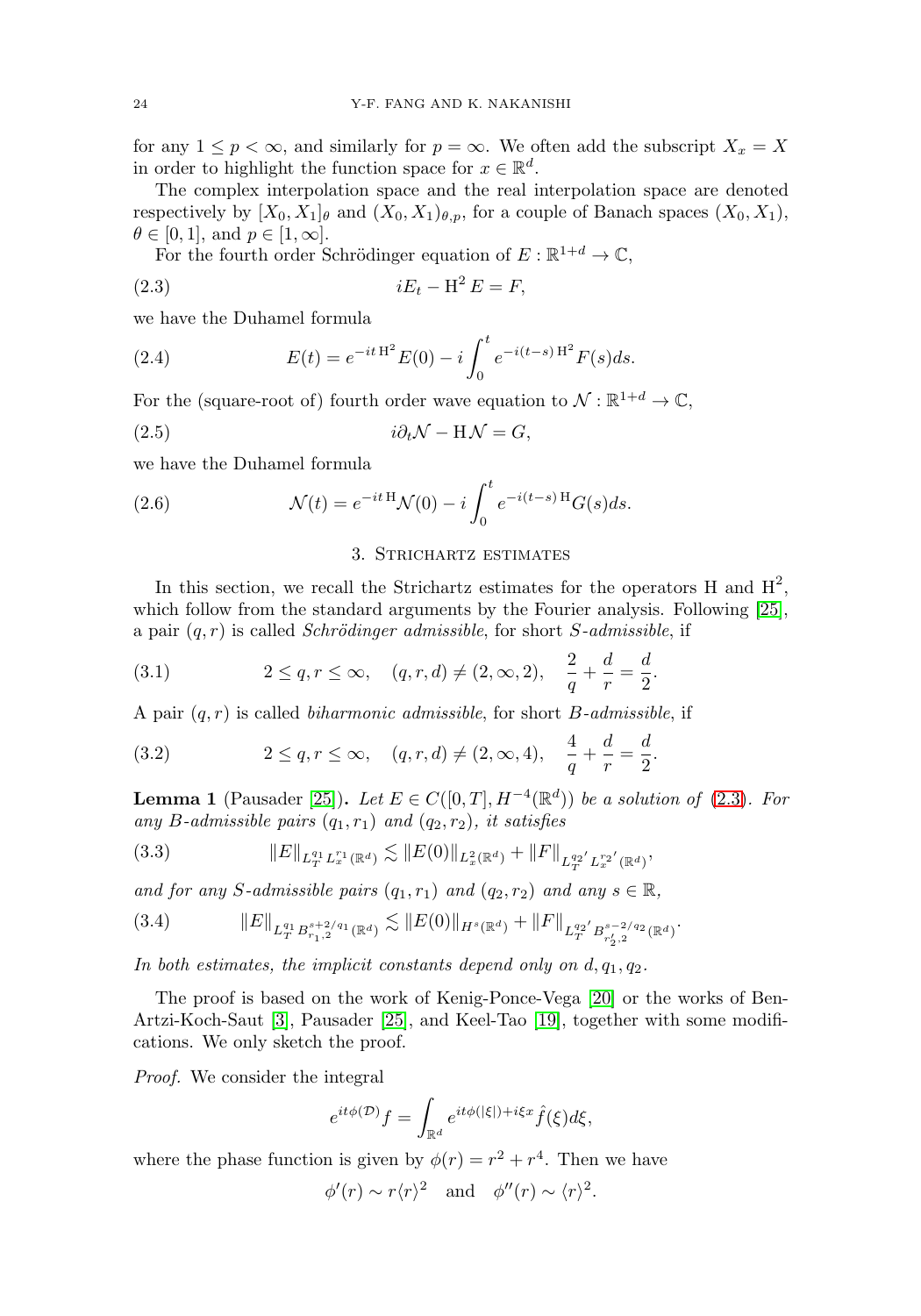for any $1 \le p < \infty$, and similarly for $p = \infty$. We often add the subscript $X_x = X$ in order to highlight the function space for $x \in \mathbb{R}^d$.

The complex interpolation space and the real interpolation space are denoted respectively by $[X_0, X_1]_\theta$ and $(X_0, X_1)_{\theta,p}$, for a couple of Banach spaces $(X_0, X_1)$, $\theta \in [0,1]$, and $p \in [1,\infty]$.

For the fourth order Schrödinger equation of $E : \mathbb{R}^{1+d} \to \mathbb{C}$,

$$iE_t - \mathrm{H}^2 E = F, \tag{2.3}$$

we have the Duhamel formula

$$E(t) = e^{-it\mathrm{H}^2} E(0) - i \int_0^t e^{-i(t-s)\mathrm{H}^2} F(s) ds. \tag{2.4}$$

For the (square-root of) fourth order wave equation to $\mathcal{N} : \mathbb{R}^{1+d} \to \mathbb{C}$,

$$i\partial_t \mathcal{N} - \mathrm{H}\mathcal{N} = G, \tag{2.5}$$

we have the Duhamel formula

$$\mathcal{N}(t) = e^{-it\mathrm{H}} \mathcal{N}(0) - i \int_0^t e^{-i(t-s)\mathrm{H}} G(s) ds. \tag{2.6}$$

## 3. Strichartz estimates

In this section, we recall the Strichartz estimates for the operators H and $\mathrm{H}^2$, which follow from the standard arguments by the Fourier analysis. Following [25], a pair $(q, r)$ is called *Schrödinger admissible*, for short *S-admissible*, if

$$2 \le q, r \le \infty, \quad (q, r, d) \ne (2, \infty, 2), \quad \frac{2}{q} + \frac{d}{r} = \frac{d}{2}. \tag{3.1}$$

A pair $(q, r)$ is called *biharmonic admissible*, for short *B-admissible*, if

$$2 \le q, r \le \infty, \quad (q, r, d) \ne (2, \infty, 4), \quad \frac{4}{q} + \frac{d}{r} = \frac{d}{2}. \tag{3.2}$$

**Lemma 1** (Pausader [25]). *Let $E \in C([0,T], H^{-4}(\mathbb{R}^d))$ be a solution of (2.3). For any B-admissible pairs $(q_1, r_1)$ and $(q_2, r_2)$, it satisfies*

$$\|E\|_{L_T^{q_1} L_x^{r_1}(\mathbb{R}^d)} \lesssim \|E(0)\|_{L_x^2(\mathbb{R}^d)} + \|F\|_{L_T^{q_2'} L_x^{r_2'}(\mathbb{R}^d)}, \tag{3.3}$$

*and for any S-admissible pairs $(q_1, r_1)$ and $(q_2, r_2)$ and any $s \in \mathbb{R}$,*

$$\|E\|_{L_T^{q_1} B^{s+2/q_1}_{r_1,2}(\mathbb{R}^d)} \lesssim \|E(0)\|_{H^s(\mathbb{R}^d)} + \|F\|_{L_T^{q_2'} B^{s-2/q_2}_{r_2',2}(\mathbb{R}^d)}. \tag{3.4}$$

*In both estimates, the implicit constants depend only on $d, q_1, q_2$.*

The proof is based on the work of Kenig-Ponce-Vega [20] or the works of Ben-Artzi-Koch-Saut [3], Pausader [25], and Keel-Tao [19], together with some modifications. We only sketch the proof.

*Proof.* We consider the integral

$$e^{it\phi(\mathcal{D})} f = \int_{\mathbb{R}^d} e^{it\phi(|\xi|) + i\xi x} \hat{f}(\xi) d\xi,$$

where the phase function is given by $\phi(r) = r^2 + r^4$. Then we have

$$\phi'(r) \sim r\langle r\rangle^2 \quad \text{and} \quad \phi''(r) \sim \langle r\rangle^2.$$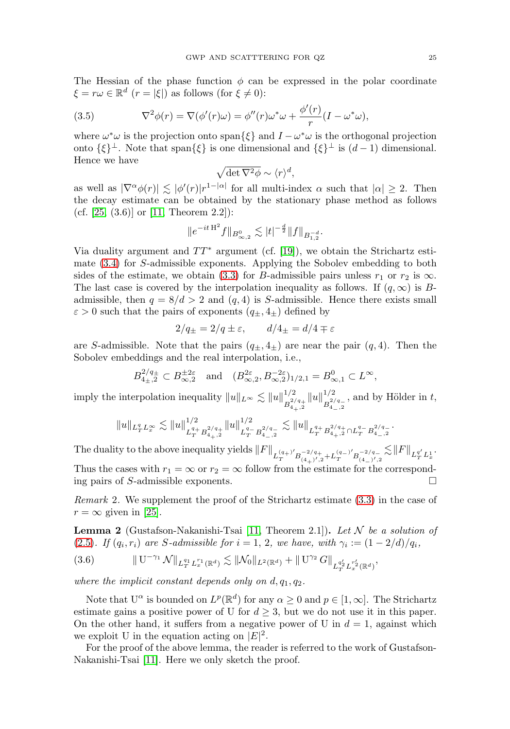The Hessian of the phase function $\phi$ can be expressed in the polar coordinate $\xi = r\omega \in \mathbb{R}^d$ ($r = |\xi|$) as follows (for $\xi \neq 0$):

$$\nabla^2\phi(r) = \nabla(\phi'(r)\omega) = \phi''(r)\omega^*\omega + \frac{\phi'(r)}{r}(I - \omega^*\omega), \tag{3.5}$$

where $\omega^*\omega$ is the projection onto span$\{\xi\}$ and $I - \omega^*\omega$ is the orthogonal projection onto $\{\xi\}^\perp$. Note that span$\{\xi\}$ is one dimensional and $\{\xi\}^\perp$ is $(d-1)$ dimensional. Hence we have

$$\sqrt{\det \nabla^2\phi} \sim \langle r \rangle^d,$$

as well as $|\nabla^\alpha \phi(r)| \lesssim |\phi'(r)| r^{1-|\alpha|}$ for all multi-index $\alpha$ such that $|\alpha| \geq 2$. Then the decay estimate can be obtained by the stationary phase method as follows (cf. [25, (3.6)] or [11, Theorem 2.2]):

$$\|e^{-it\,\mathrm{H}^2} f\|_{B^0_{\infty,2}} \lesssim |t|^{-\frac{d}{2}} \|f\|_{B^{-d}_{1,2}}.$$

Via duality argument and $TT^*$ argument (cf. [19]), we obtain the Strichartz estimate (3.4) for $S$-admissible exponents. Applying the Sobolev embedding to both sides of the estimate, we obtain (3.3) for $B$-admissible pairs unless $r_1$ or $r_2$ is $\infty$. The last case is covered by the interpolation inequality as follows. If $(q, \infty)$ is $B$-admissible, then $q = 8/d > 2$ and $(q, 4)$ is $S$-admissible. Hence there exists small $\varepsilon > 0$ such that the pairs of exponents $(q_\pm, 4_\pm)$ defined by

$$2/q_\pm = 2/q \pm \varepsilon, \qquad d/4_\pm = d/4 \mp \varepsilon$$

are $S$-admissible. Note that the pairs $(q_\pm, 4_\pm)$ are near the pair $(q, 4)$. Then the Sobolev embeddings and the real interpolation, i.e.,

$$B^{2/q_\pm}_{4_\pm,2} \subset B^{\pm 2\varepsilon}_{\infty,2} \quad \text{and} \quad (B^{2\varepsilon}_{\infty,2}, B^{-2\varepsilon}_{\infty,2})_{1/2,1} = B^0_{\infty,1} \subset L^\infty,$$

imply the interpolation inequality $\|u\|_{L^\infty} \lesssim \|u\|^{1/2}_{B^{2/q_+}_{4_+,2}} \|u\|^{1/2}_{B^{2/q_-}_{4_-,2}}$, and by Hölder in $t$,

$$\|u\|_{L^q_T L^\infty_x} \lesssim \|u\|^{1/2}_{L^{q_+}_T B^{2/q_+}_{4_+,2}} \|u\|^{1/2}_{L^{q_-}_T B^{2/q_-}_{4_-,2}} \lesssim \|u\|_{L^{q_+}_T B^{2/q_+}_{4_+,2} \cap L^{q_-}_T B^{2/q_-}_{4_-,2}}.$$

The duality to the above inequality yields $\|F\|_{L^{(q_+)'}_T B^{-2/q_+}_{(4_+)',2} + L^{(q_-)'}_T B^{-2/q_-}_{(4_-)',2}} \lesssim \|F\|_{L^{q'}_T L^1_x}$. Thus the cases with $r_1 = \infty$ or $r_2 = \infty$ follow from the estimate for the corresponding pairs of $S$-admissible exponents. $\square$

*Remark* 2. We supplement the proof of the Strichartz estimate (3.3) in the case of $r = \infty$ given in [25].

**Lemma 2** (Gustafson-Nakanishi-Tsai [11, Theorem 2.1]). *Let $\mathcal{N}$ be a solution of (2.5). If $(q_i, r_i)$ are $S$-admissible for $i = 1, 2$, we have, with $\gamma_i := (1 - 2/d)/q_i$,*

$$\|\,\mathrm{U}^{-\gamma_1} \mathcal{N}\|_{L^{q_1}_T L^{r_1}_x(\mathbb{R}^d)} \lesssim \|\mathcal{N}_0\|_{L^2(\mathbb{R}^d)} + \|\,\mathrm{U}^{\gamma_2} G\|_{L^{q_2'}_T L^{r_2'}_x(\mathbb{R}^d)}, \tag{3.6}$$

*where the implicit constant depends only on $d, q_1, q_2$.*

Note that $\mathrm{U}^\alpha$ is bounded on $L^p(\mathbb{R}^d)$ for any $\alpha \geq 0$ and $p \in [1, \infty]$. The Strichartz estimate gains a positive power of U for $d \geq 3$, but we do not use it in this paper. On the other hand, it suffers from a negative power of U in $d = 1$, against which we exploit U in the equation acting on $|E|^2$.

For the proof of the above lemma, the reader is referred to the work of Gustafson-Nakanishi-Tsai [11]. Here we only sketch the proof.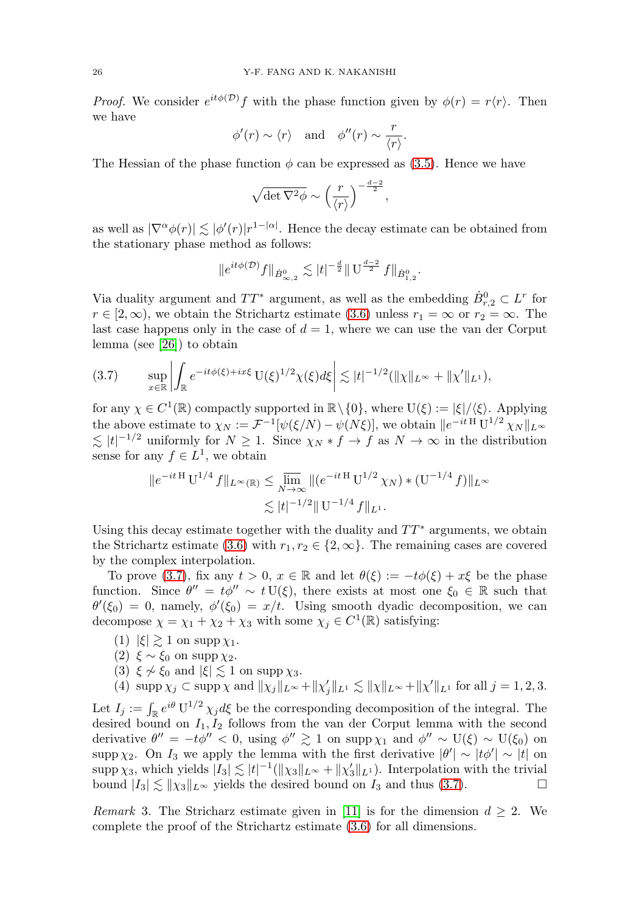*Proof.* We consider $e^{it\phi(\mathcal{D})}f$ with the phase function given by $\phi(r) = r\langle r\rangle$. Then we have

$$\phi'(r) \sim \langle r\rangle \quad \text{and} \quad \phi''(r) \sim \frac{r}{\langle r\rangle}.$$

The Hessian of the phase function $\phi$ can be expressed as (3.5). Hence we have

$$\sqrt{\det \nabla^2 \phi} \sim \Big(\frac{r}{\langle r\rangle}\Big)^{-\frac{d-2}{2}},$$

as well as $|\nabla^\alpha \phi(r)| \lesssim |\phi'(r)| r^{1-|\alpha|}$. Hence the decay estimate can be obtained from the stationary phase method as follows:

$$\|e^{it\phi(\mathcal{D})}f\|_{\dot{B}^0_{\infty,2}} \lesssim |t|^{-\frac{d}{2}} \|\,\mathrm{U}^{\frac{d-2}{2}} f\|_{\dot{B}^0_{1,2}}.$$

Via duality argument and $TT^*$ argument, as well as the embedding $\dot{B}^0_{r,2} \subset L^r$ for $r \in [2,\infty)$, we obtain the Strichartz estimate (3.6) unless $r_1 = \infty$ or $r_2 = \infty$. The last case happens only in the case of $d = 1$, where we can use the van der Corput lemma (see [26]) to obtain

$$\sup_{x\in\mathbb{R}} \left| \int_{\mathbb{R}} e^{-it\phi(\xi)+ix\xi}\, \mathrm{U}(\xi)^{1/2} \chi(\xi) d\xi \right| \lesssim |t|^{-1/2} (\|\chi\|_{L^\infty} + \|\chi'\|_{L^1}), \tag{3.7}$$

for any $\chi \in C^1(\mathbb{R})$ compactly supported in $\mathbb{R}\setminus\{0\}$, where $\mathrm{U}(\xi) := |\xi|/\langle\xi\rangle$. Applying the above estimate to $\chi_N := \mathcal{F}^{-1}[\psi(\xi/N) - \psi(N\xi)]$, we obtain $\|e^{-it\,\mathrm{H}}\,\mathrm{U}^{1/2}\chi_N\|_{L^\infty} \lesssim |t|^{-1/2}$ uniformly for $N \ge 1$. Since $\chi_N * f \to f$ as $N \to \infty$ in the distribution sense for any $f \in L^1$, we obtain

$$\begin{aligned}
\|e^{-it\,\mathrm{H}}\,\mathrm{U}^{1/4} f\|_{L^\infty(\mathbb{R})} &\le \varlimsup_{N\to\infty} \|(e^{-it\,\mathrm{H}}\,\mathrm{U}^{1/2}\chi_N) * (\mathrm{U}^{-1/4} f)\|_{L^\infty} \\
&\lesssim |t|^{-1/2} \|\,\mathrm{U}^{-1/4} f\|_{L^1}.
\end{aligned}$$

Using this decay estimate together with the duality and $TT^*$ arguments, we obtain the Strichartz estimate (3.6) with $r_1, r_2 \in \{2, \infty\}$. The remaining cases are covered by the complex interpolation.

To prove (3.7), fix any $t > 0$, $x \in \mathbb{R}$ and let $\theta(\xi) := -t\phi(\xi) + x\xi$ be the phase function. Since $\theta'' = t\phi'' \sim t\,\mathrm{U}(\xi)$, there exists at most one $\xi_0 \in \mathbb{R}$ such that $\theta'(\xi_0) = 0$, namely, $\phi'(\xi_0) = x/t$. Using smooth dyadic decomposition, we can decompose $\chi = \chi_1 + \chi_2 + \chi_3$ with some $\chi_j \in C^1(\mathbb{R})$ satisfying:

1. $|\xi| \gtrsim 1$ on $\operatorname{supp} \chi_1$.
2. $\xi \sim \xi_0$ on $\operatorname{supp} \chi_2$.
3. $\xi \not\sim \xi_0$ and $|\xi| \lesssim 1$ on $\operatorname{supp} \chi_3$.
4. $\operatorname{supp} \chi_j \subset \operatorname{supp} \chi$ and $\|\chi_j\|_{L^\infty} + \|\chi_j'\|_{L^1} \lesssim \|\chi\|_{L^\infty} + \|\chi'\|_{L^1}$ for all $j = 1,2,3$.

Let $I_j := \int_{\mathbb{R}} e^{i\theta}\,\mathrm{U}^{1/2}\chi_j d\xi$ be the corresponding decomposition of the integral. The desired bound on $I_1, I_2$ follows from the van der Corput lemma with the second derivative $\theta'' = -t\phi'' < 0$, using $\phi'' \gtrsim 1$ on $\operatorname{supp}\chi_1$ and $\phi'' \sim \mathrm{U}(\xi) \sim \mathrm{U}(\xi_0)$ on $\operatorname{supp}\chi_2$. On $I_3$ we apply the lemma with the first derivative $|\theta'| \sim |t\phi'| \sim |t|$ on $\operatorname{supp}\chi_3$, which yields $|I_3| \lesssim |t|^{-1}(\|\chi_3\|_{L^\infty} + \|\chi_3'\|_{L^1})$. Interpolation with the trivial bound $|I_3| \lesssim \|\chi_3\|_{L^\infty}$ yields the desired bound on $I_3$ and thus (3.7). $\square$

*Remark* 3. The Stricharz estimate given in [11] is for the dimension $d \ge 2$. We complete the proof of the Strichartz estimate (3.6) for all dimensions.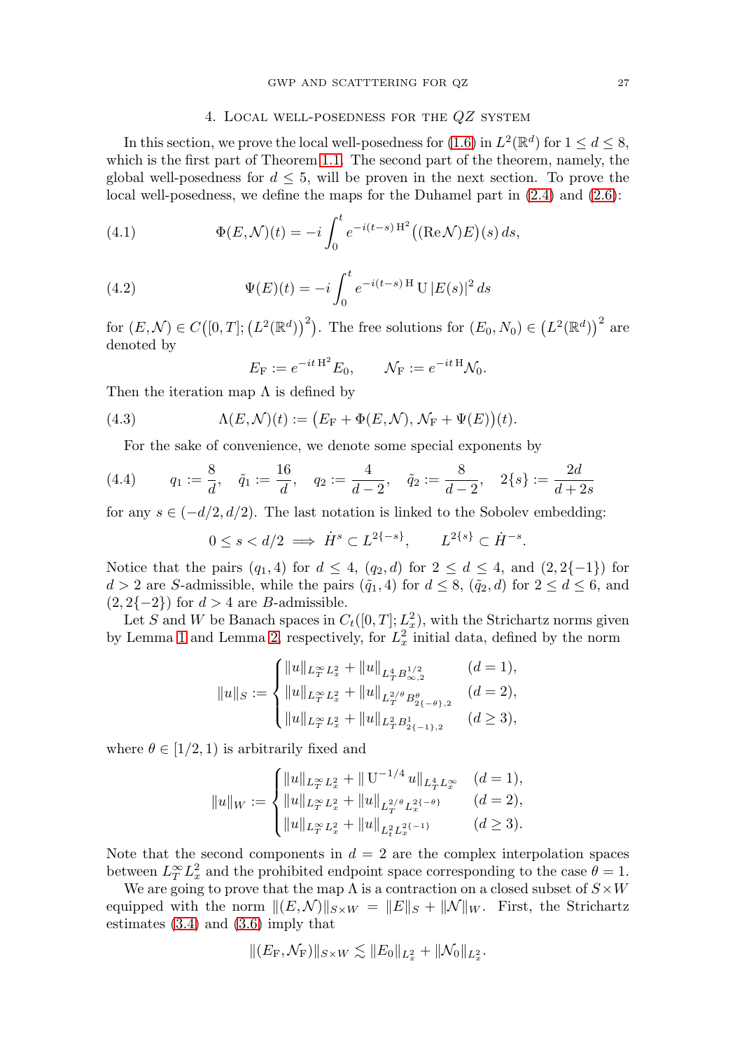## 4. Local well-posedness for the $QZ$ system

In this section, we prove the local well-posedness for (1.6) in $L^2(\mathbb{R}^d)$ for $1 \le d \le 8$, which is the first part of Theorem 1.1. The second part of the theorem, namely, the global well-posedness for $d \le 5$, will be proven in the next section. To prove the local well-posedness, we define the maps for the Duhamel part in (2.4) and (2.6):

$$\Phi(E, \mathcal{N})(t) = -i \int_0^t e^{-i(t-s)\,\mathrm{H}^2} \big((\mathrm{Re}\,\mathcal{N})E\big)(s)\, ds, \tag{4.1}$$

$$\Psi(E)(t) = -i \int_0^t e^{-i(t-s)\,\mathrm{H}}\, \mathrm{U}\, |E(s)|^2\, ds \tag{4.2}$$

for $(E, \mathcal{N}) \in C\big([0,T]; \big(L^2(\mathbb{R}^d)\big)^2\big)$. The free solutions for $(E_0, N_0) \in \big(L^2(\mathbb{R}^d)\big)^2$ are denoted by

$$E_{\mathrm{F}} := e^{-it\,\mathrm{H}^2} E_0, \qquad \mathcal{N}_{\mathrm{F}} := e^{-it\,\mathrm{H}} \mathcal{N}_0.$$

Then the iteration map $\Lambda$ is defined by

$$\Lambda(E, \mathcal{N})(t) := \big(E_{\mathrm{F}} + \Phi(E, \mathcal{N}),\, \mathcal{N}_{\mathrm{F}} + \Psi(E)\big)(t). \tag{4.3}$$

For the sake of convenience, we denote some special exponents by

$$q_1 := \frac{8}{d}, \quad \tilde{q}_1 := \frac{16}{d}, \quad q_2 := \frac{4}{d-2}, \quad \tilde{q}_2 := \frac{8}{d-2}, \quad 2\{s\} := \frac{2d}{d+2s} \tag{4.4}$$

for any $s \in (-d/2, d/2)$. The last notation is linked to the Sobolev embedding:

$$0 \le s < d/2 \implies \dot{H}^s \subset L^{2\{-s\}}, \qquad L^{2\{s\}} \subset \dot{H}^{-s}.$$

Notice that the pairs $(q_1, 4)$ for $d \le 4$, $(q_2, d)$ for $2 \le d \le 4$, and $(2, 2\{-1\})$ for $d > 2$ are $S$-admissible, while the pairs $(\tilde{q}_1, 4)$ for $d \le 8$, $(\tilde{q}_2, d)$ for $2 \le d \le 6$, and $(2, 2\{-2\})$ for $d > 4$ are $B$-admissible.

Let $S$ and $W$ be Banach spaces in $C_t([0,T]; L^2_x)$, with the Strichartz norms given by Lemma 1 and Lemma 2, respectively, for $L^2_x$ initial data, defined by the norm

$$\|u\|_S := \begin{cases} \|u\|_{L^\infty_T L^2_x} + \|u\|_{L^4_T B^{1/2}_{\infty,2}} & (d = 1), \\ \|u\|_{L^\infty_T L^2_x} + \|u\|_{L^{2/\theta}_T B^{\theta}_{2\{-\theta\},2}} & (d = 2), \\ \|u\|_{L^\infty_T L^2_x} + \|u\|_{L^2_T B^1_{2\{-1\},2}} & (d \ge 3), \end{cases}$$

where $\theta \in [1/2, 1)$ is arbitrarily fixed and

$$\|u\|_W := \begin{cases} \|u\|_{L^\infty_T L^2_x} + \|\,\mathrm{U}^{-1/4} u\|_{L^4_T L^\infty_x} & (d = 1), \\ \|u\|_{L^\infty_T L^2_x} + \|u\|_{L^{2/\theta}_T L^{2\{-\theta\}}_x} & (d = 2), \\ \|u\|_{L^\infty_T L^2_x} + \|u\|_{L^2_t L^{2\{-1\}}_x} & (d \ge 3). \end{cases}$$

Note that the second components in $d = 2$ are the complex interpolation spaces between $L^\infty_T L^2_x$ and the prohibited endpoint space corresponding to the case $\theta = 1$.

We are going to prove that the map $\Lambda$ is a contraction on a closed subset of $S \times W$ equipped with the norm $\|(E, \mathcal{N})\|_{S\times W} = \|E\|_S + \|\mathcal{N}\|_W$. First, the Strichartz estimates (3.4) and (3.6) imply that

$$\|(E_{\mathrm{F}}, \mathcal{N}_{\mathrm{F}})\|_{S\times W} \lesssim \|E_0\|_{L^2_x} + \|\mathcal{N}_0\|_{L^2_x}.$$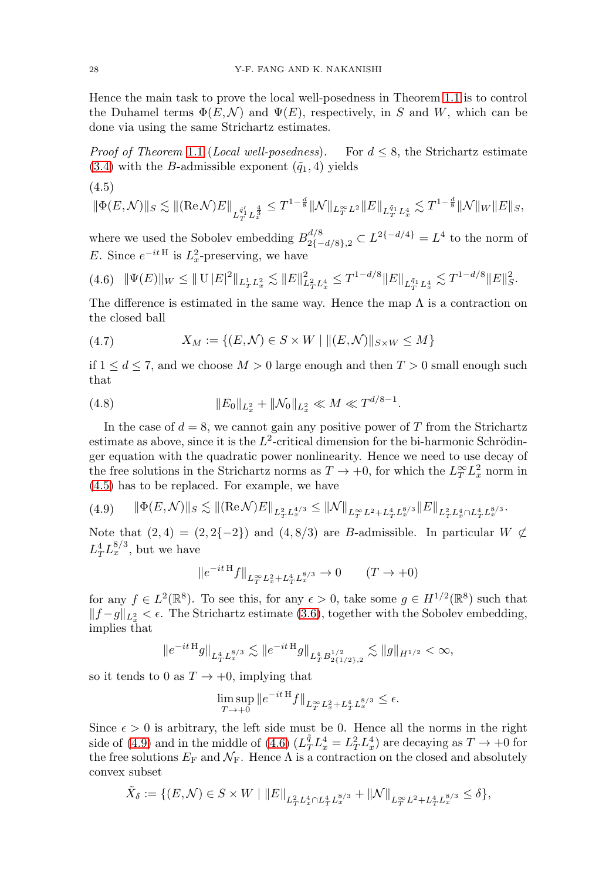Hence the main task to prove the local well-posedness in Theorem 1.1 is to control the Duhamel terms $\Phi(E,\mathcal{N})$ and $\Psi(E)$, respectively, in $S$ and $W$, which can be done via using the same Strichartz estimates.

*Proof of Theorem* 1.1 (*Local well-posedness*). For $d \le 8$, the Strichartz estimate (3.4) with the $B$-admissible exponent $(\tilde{q}_1, 4)$ yields

(4.5)

$$\|\Phi(E,\mathcal{N})\|_S \lesssim \|(\mathrm{Re}\,\mathcal{N})E\|_{L_T^{\tilde{q}_1'} L_x^{\frac{4}{3}}} \le T^{1-\frac{d}{8}} \|\mathcal{N}\|_{L_T^\infty L^2} \|E\|_{L_T^{\tilde{q}_1} L_x^4} \lesssim T^{1-\frac{d}{8}} \|\mathcal{N}\|_W \|E\|_S,$$

where we used the Sobolev embedding $B^{d/8}_{2\{-d/8\},2} \subset L^{2\{-d/4\}} = L^4$ to the norm of $E$. Since $e^{-it\,\mathrm{H}}$ is $L^2_x$-preserving, we have

$$(4.6)\quad \|\Psi(E)\|_W \le \|\,\mathrm{U}\,|E|^2\|_{L_T^1 L_x^2} \lesssim \|E\|^2_{L_T^2 L_x^4} \le T^{1-d/8} \|E\|_{L_T^{\tilde{q}_1} L_x^4} \lesssim T^{1-d/8}\|E\|_S^2.$$

The difference is estimated in the same way. Hence the map $\Lambda$ is a contraction on the closed ball

$$(4.7)\qquad X_M := \{(E,\mathcal{N}) \in S \times W \mid \|(E,\mathcal{N})\|_{S\times W} \le M\}$$

if $1 \le d \le 7$, and we choose $M > 0$ large enough and then $T > 0$ small enough such that

$$(4.8)\qquad \|E_0\|_{L_x^2} + \|\mathcal{N}_0\|_{L_x^2} \ll M \ll T^{d/8-1}.$$

In the case of $d = 8$, we cannot gain any positive power of $T$ from the Strichartz estimate as above, since it is the $L^2$-critical dimension for the bi-harmonic Schrödinger equation with the quadratic power nonlinearity. Hence we need to use decay of the free solutions in the Strichartz norms as $T \to +0$, for which the $L_T^\infty L_x^2$ norm in (4.5) has to be replaced. For example, we have

$$(4.9)\qquad \|\Phi(E,\mathcal{N})\|_S \lesssim \|(\mathrm{Re}\,\mathcal{N})E\|_{L_T^2 L_x^{4/3}} \le \|\mathcal{N}\|_{L_T^\infty L^2 + L_T^4 L_x^{8/3}} \|E\|_{L_T^2 L_x^4 \cap L_T^4 L_x^{8/3}}.$$

Note that $(2,4) = (2, 2\{-2\})$ and $(4, 8/3)$ are $B$-admissible. In particular $W \not\subset L_T^4 L_x^{8/3}$, but we have

$$\|e^{-it\,\mathrm{H}} f\|_{L_T^\infty L_x^2 + L_T^4 L_x^{8/3}} \to 0 \qquad (T \to +0)$$

for any $f \in L^2(\mathbb{R}^8)$. To see this, for any $\epsilon > 0$, take some $g \in H^{1/2}(\mathbb{R}^8)$ such that $\|f - g\|_{L_x^2} < \epsilon$. The Strichartz estimate (3.6), together with the Sobolev embedding, implies that

$$\|e^{-it\,\mathrm{H}} g\|_{L_T^4 L_x^{8/3}} \lesssim \|e^{-it\,\mathrm{H}} g\|_{L_T^4 B^{1/2}_{2\{1/2\},2}} \lesssim \|g\|_{H^{1/2}} < \infty,$$

so it tends to 0 as $T \to +0$, implying that

$$\limsup_{T\to+0} \|e^{-it\,\mathrm{H}} f\|_{L_T^\infty L_x^2 + L_T^4 L_x^{8/3}} \le \epsilon.$$

Since $\epsilon > 0$ is arbitrary, the left side must be 0. Hence all the norms in the right side of (4.9) and in the middle of (4.6) ($L_T^{\tilde{q}} L_x^4 = L_T^2 L_x^4$) are decaying as $T \to +0$ for the free solutions $E_{\mathrm{F}}$ and $\mathcal{N}_{\mathrm{F}}$. Hence $\Lambda$ is a contraction on the closed and absolutely convex subset

$$\tilde{X}_\delta := \{(E,\mathcal{N}) \in S \times W \mid \|E\|_{L_T^2 L_x^4 \cap L_T^4 L_x^{8/3}} + \|\mathcal{N}\|_{L_T^\infty L^2 + L_T^4 L_x^{8/3}} \le \delta\},$$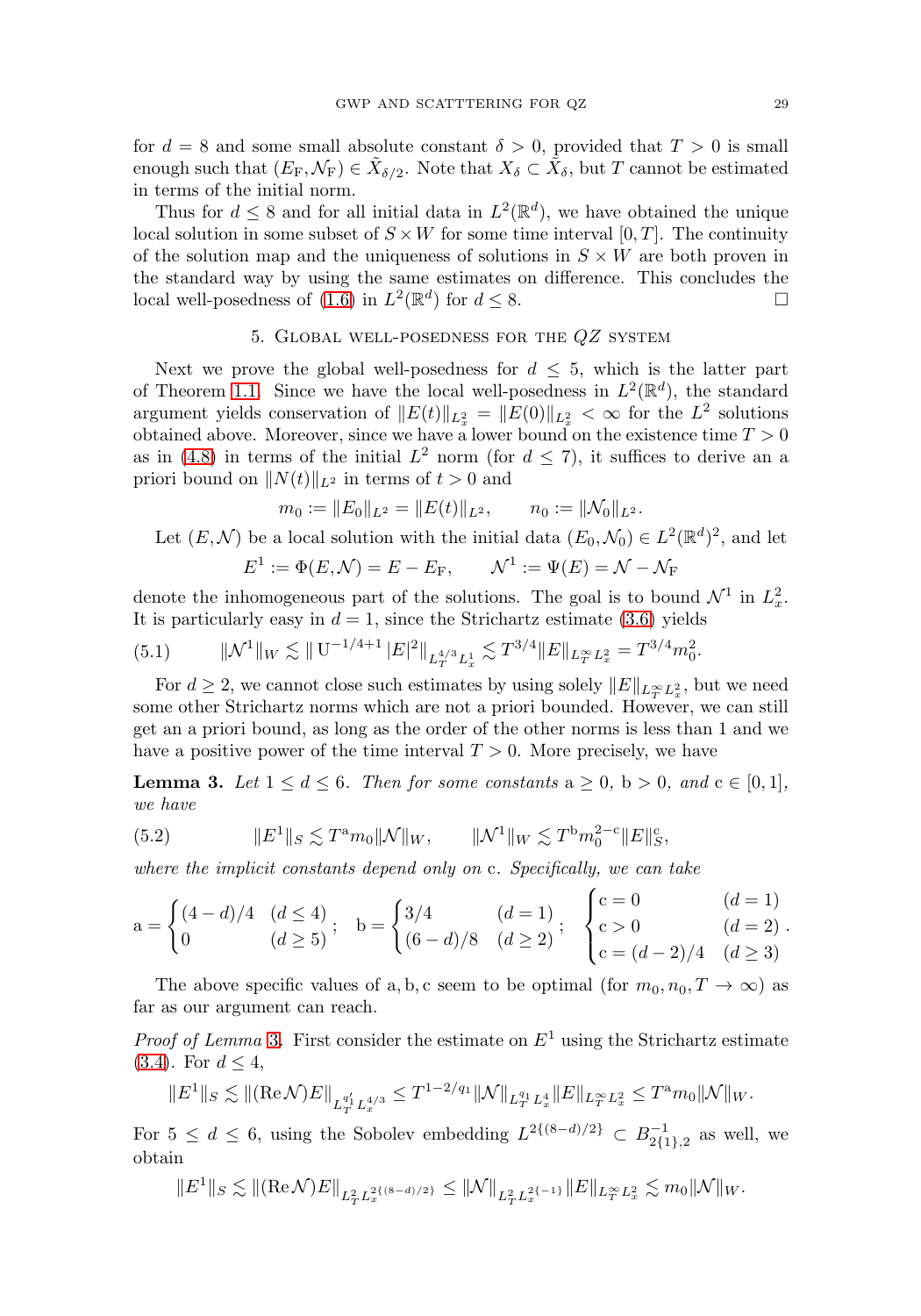for $d = 8$ and some small absolute constant $\delta > 0$, provided that $T > 0$ is small enough such that $(E_{\rm F}, \mathcal{N}_{\rm F}) \in \tilde{X}_{\delta/2}$. Note that $X_\delta \subset \tilde{X}_\delta$, but $T$ cannot be estimated in terms of the initial norm.

Thus for $d \le 8$ and for all initial data in $L^2(\mathbb{R}^d)$, we have obtained the unique local solution in some subset of $S \times W$ for some time interval $[0, T]$. The continuity of the solution map and the uniqueness of solutions in $S \times W$ are both proven in the standard way by using the same estimates on difference. This concludes the local well-posedness of (1.6) in $L^2(\mathbb{R}^d)$ for $d \le 8$. $\square$

## 5. Global well-posedness for the $QZ$ system

Next we prove the global well-posedness for $d \le 5$, which is the latter part of Theorem 1.1. Since we have the local well-posedness in $L^2(\mathbb{R}^d)$, the standard argument yields conservation of $\|E(t)\|_{L^2_x} = \|E(0)\|_{L^2_x} < \infty$ for the $L^2$ solutions obtained above. Moreover, since we have a lower bound on the existence time $T > 0$ as in (4.8) in terms of the initial $L^2$ norm (for $d \le 7$), it suffices to derive an a priori bound on $\|N(t)\|_{L^2}$ in terms of $t > 0$ and

$$m_0 := \|E_0\|_{L^2} = \|E(t)\|_{L^2}, \qquad n_0 := \|\mathcal{N}_0\|_{L^2}.$$

Let $(E, \mathcal{N})$ be a local solution with the initial data $(E_0, \mathcal{N}_0) \in L^2(\mathbb{R}^d)^2$, and let

$$E^1 := \Phi(E, \mathcal{N}) = E - E_{\rm F}, \qquad \mathcal{N}^1 := \Psi(E) = \mathcal{N} - \mathcal{N}_{\rm F}$$

denote the inhomogeneous part of the solutions. The goal is to bound $\mathcal{N}^1$ in $L^2_x$. It is particularly easy in $d = 1$, since the Strichartz estimate (3.6) yields

$$\|\mathcal{N}^1\|_W \lesssim \| \mathrm{U}^{-1/4+1} |E|^2 \|_{L^{4/3}_T L^1_x} \lesssim T^{3/4} \|E\|_{L^\infty_T L^2_x} = T^{3/4} m_0^2. \tag{5.1}$$

For $d \ge 2$, we cannot close such estimates by using solely $\|E\|_{L^\infty_T L^2_x}$, but we need some other Strichartz norms which are not a priori bounded. However, we can still get an a priori bound, as long as the order of the other norms is less than 1 and we have a positive power of the time interval $T > 0$. More precisely, we have

**Lemma 3.** *Let $1 \le d \le 6$. Then for some constants $\mathrm{a} \ge 0$, $\mathrm{b} > 0$, and $\mathrm{c} \in [0, 1]$, we have*

$$\|E^1\|_S \lesssim T^{\mathrm{a}} m_0 \|\mathcal{N}\|_W, \qquad \|\mathcal{N}^1\|_W \lesssim T^{\mathrm{b}} m_0^{2-\mathrm{c}} \|E\|_S^{\mathrm{c}}, \tag{5.2}$$

*where the implicit constants depend only on* c. *Specifically, we can take*

$$\mathrm{a} = \begin{cases} (4-d)/4 & (d \le 4) \\ 0 & (d \ge 5) \end{cases}; \quad \mathrm{b} = \begin{cases} 3/4 & (d = 1) \\ (6-d)/8 & (d \ge 2) \end{cases}; \quad \begin{cases} \mathrm{c} = 0 & (d = 1) \\ \mathrm{c} > 0 & (d = 2) \\ \mathrm{c} = (d-2)/4 & (d \ge 3) \end{cases}.$$

The above specific values of a, b, c seem to be optimal (for $m_0, n_0, T \to \infty$) as far as our argument can reach.

*Proof of Lemma 3.* First consider the estimate on $E^1$ using the Strichartz estimate (3.4). For $d \le 4$,

$$\|E^1\|_S \lesssim \|(\mathrm{Re}\mathcal{N})E\|_{L^{q_1'}_T L^{4/3}_x} \le T^{1-2/q_1} \|\mathcal{N}\|_{L^{q_1}_T L^4_x} \|E\|_{L^\infty_T L^2_x} \le T^{\mathrm{a}} m_0 \|\mathcal{N}\|_W.$$

For $5 \le d \le 6$, using the Sobolev embedding $L^{2\{(8-d)/2\}} \subset B^{-1}_{2\{1\},2}$ as well, we obtain

$$\|E^1\|_S \lesssim \|(\mathrm{Re}\mathcal{N})E\|_{L^2_T L^{2\{(8-d)/2\}}_x} \le \|\mathcal{N}\|_{L^2_T L^{2\{-1\}}_x} \|E\|_{L^\infty_T L^2_x} \lesssim m_0 \|\mathcal{N}\|_W.$$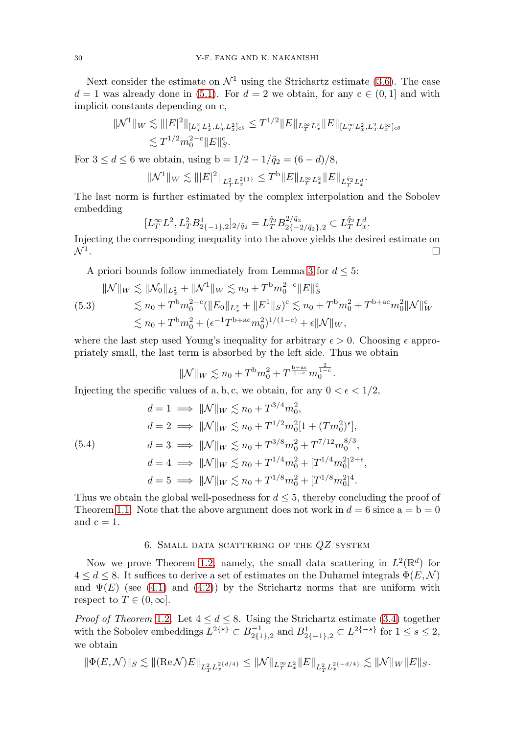Next consider the estimate on $\mathcal{N}^1$ using the Strichartz estimate (3.6). The case $d=1$ was already done in (5.1). For $d=2$ we obtain, for any $\mathrm{c}\in(0,1]$ and with implicit constants depending on c,

$$
\begin{aligned}
\|\mathcal{N}^1\|_W &\lesssim \||E|^2\|_{[L^2_T L^1_x, L^1_T L^2_x]_{\mathrm{c}\theta}} \le T^{1/2}\|E\|_{L^\infty_T L^2_x}\|E\|_{[L^\infty_T L^2_x, L^2_T L^\infty_x]_{\mathrm{c}\theta}} \\
&\lesssim T^{1/2} m_0^{2-\mathrm{c}}\|E\|_S^{\mathrm{c}}.
\end{aligned}
$$

For $3\le d\le 6$ we obtain, using $\mathrm{b}=1/2-1/\tilde{q}_2=(6-d)/8$,

$$
\|\mathcal{N}^1\|_W \lesssim \||E|^2\|_{L^2_T L^{2\{1\}}_x} \le T^{\mathrm{b}}\|E\|_{L^\infty_T L^2_x}\|E\|_{L^{\tilde{q}_2}_T L^d_x}.
$$

The last norm is further estimated by the complex interpolation and the Sobolev embedding

$$
[L^\infty_T L^2, L^2_T B^1_{2\{-1\},2}]_{2/\tilde{q}_2} = L^{\tilde{q}_2}_T B^{2/\tilde{q}_2}_{2\{-2/\tilde{q}_2\},2} \subset L^{\tilde{q}_2}_T L^d_x.
$$

Injecting the corresponding inequality into the above yields the desired estimate on $\mathcal{N}^1$. $\square$

A priori bounds follow immediately from Lemma 3 for $d\le 5$:

$$
\begin{aligned}
\|\mathcal{N}\|_W &\lesssim \|\mathcal{N}_0\|_{L^2_x} + \|\mathcal{N}^1\|_W \lesssim n_0 + T^{\mathrm{b}} m_0^{2-\mathrm{c}}\|E\|_S^{\mathrm{c}} \\
&\lesssim n_0 + T^{\mathrm{b}} m_0^{2-\mathrm{c}}(\|E_0\|_{L^2_x} + \|E^1\|_S)^{\mathrm{c}} \lesssim n_0 + T^{\mathrm{b}} m_0^2 + T^{\mathrm{b}+\mathrm{ac}} m_0^2\|\mathcal{N}\|_W^{\mathrm{c}} \\
&\lesssim n_0 + T^{\mathrm{b}} m_0^2 + (\epsilon^{-1} T^{\mathrm{b}+\mathrm{ac}} m_0^2)^{1/(1-\mathrm{c})} + \epsilon\|\mathcal{N}\|_W,
\end{aligned}
\tag{5.3}
$$

where the last step used Young's inequality for arbitrary $\epsilon>0$. Choosing $\epsilon$ appropriately small, the last term is absorbed by the left side. Thus we obtain

$$
\|\mathcal{N}\|_W \lesssim n_0 + T^{\mathrm{b}} m_0^2 + T^{\frac{\mathrm{b}+\mathrm{ac}}{1-\mathrm{c}}} m_0^{\frac{2}{1-\mathrm{c}}}.
$$

Injecting the specific values of a, b, c, we obtain, for any $0<\epsilon<1/2$,

$$
\begin{aligned}
d=1 &\implies \|\mathcal{N}\|_W \lesssim n_0 + T^{3/4} m_0^2, \\
d=2 &\implies \|\mathcal{N}\|_W \lesssim n_0 + T^{1/2} m_0^2[1+(T m_0^2)^\epsilon], \\
d=3 &\implies \|\mathcal{N}\|_W \lesssim n_0 + T^{3/8} m_0^2 + T^{7/12} m_0^{8/3}, \\
d=4 &\implies \|\mathcal{N}\|_W \lesssim n_0 + T^{1/4} m_0^2 + [T^{1/4} m_0^2]^{2+\epsilon}, \\
d=5 &\implies \|\mathcal{N}\|_W \lesssim n_0 + T^{1/8} m_0^2 + [T^{1/8} m_0^2]^4.
\end{aligned}
\tag{5.4}
$$

Thus we obtain the global well-posedness for $d\le 5$, thereby concluding the proof of Theorem 1.1. Note that the above argument does not work in $d=6$ since $\mathrm{a}=\mathrm{b}=0$ and $\mathrm{c}=1$.

## 6. Small data scattering of the $QZ$ system

Now we prove Theorem 1.2, namely, the small data scattering in $L^2(\mathbb{R}^d)$ for $4\le d\le 8$. It suffices to derive a set of estimates on the Duhamel integrals $\Phi(E,\mathcal{N})$ and $\Psi(E)$ (see (4.1) and (4.2)) by the Strichartz norms that are uniform with respect to $T\in(0,\infty]$.

*Proof of Theorem* 1.2. Let $4\le d\le 8$. Using the Strichartz estimate (3.4) together with the Sobolev embeddings $L^{2\{s\}}\subset B^{-1}_{2\{1\},2}$ and $B^1_{2\{-1\},2}\subset L^{2\{-s\}}$ for $1\le s\le 2$, we obtain

$$
\|\Phi(E,\mathcal{N})\|_S \lesssim \|(\mathrm{Re}\mathcal{N})E\|_{L^2_T L^{2\{d/4\}}_x} \le \|\mathcal{N}\|_{L^\infty_T L^2_x}\|E\|_{L^2_T L^{2\{-d/4\}}_x} \lesssim \|\mathcal{N}\|_W\|E\|_S.
$$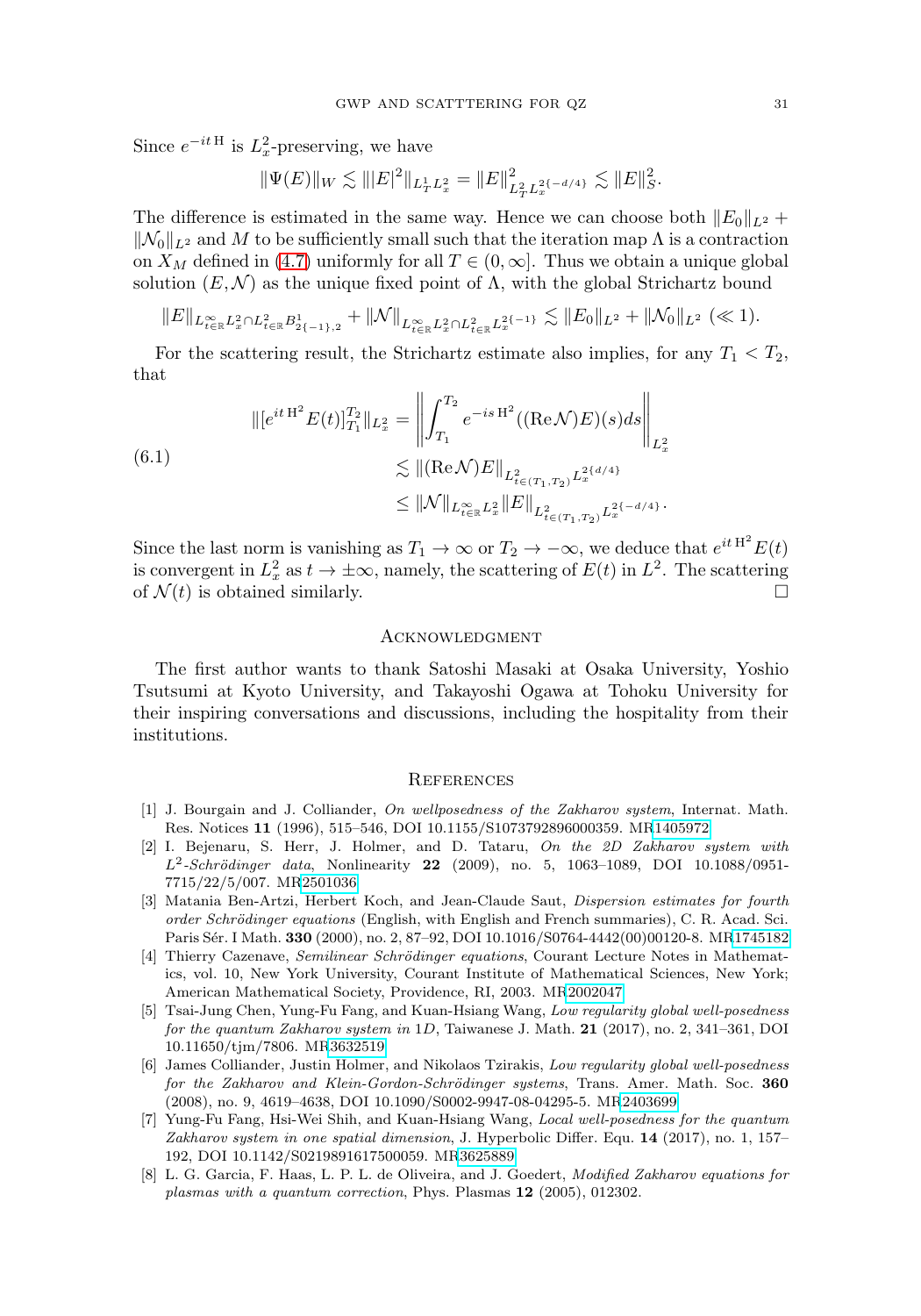Since $e^{-it\,\mathrm{H}}$ is $L^2_x$-preserving, we have

$$\|\Psi(E)\|_W \lesssim \||E|^2\|_{L^1_T L^2_x} = \|E\|^2_{L^2_T L^{2\{-d/4\}}_x} \lesssim \|E\|^2_S.$$

The difference is estimated in the same way. Hence we can choose both $\|E_0\|_{L^2} + \|\mathcal{N}_0\|_{L^2}$ and $M$ to be sufficiently small such that the iteration map $\Lambda$ is a contraction on $X_M$ defined in (4.7) uniformly for all $T \in (0, \infty]$. Thus we obtain a unique global solution $(E, \mathcal{N})$ as the unique fixed point of $\Lambda$, with the global Strichartz bound

$$\|E\|_{L^\infty_{t\in\mathbb{R}} L^2_x \cap L^2_{t\in\mathbb{R}} B^1_{2\{-1\},2}} + \|\mathcal{N}\|_{L^\infty_{t\in\mathbb{R}} L^2_x \cap L^2_{t\in\mathbb{R}} L^{2\{-1\}}_x} \lesssim \|E_0\|_{L^2} + \|\mathcal{N}_0\|_{L^2} \ (\ll 1).$$

For the scattering result, the Strichartz estimate also implies, for any $T_1 < T_2$, that

$$\begin{aligned}
\|[e^{it\,\mathrm{H}^2} E(t)]^{T_2}_{T_1}\|_{L^2_x} &= \left\| \int_{T_1}^{T_2} e^{-is\,\mathrm{H}^2} ((\mathrm{Re}\mathcal{N})E)(s) ds \right\|_{L^2_x} \\
&\lesssim \|(\mathrm{Re}\mathcal{N})E\|_{L^2_{t\in(T_1,T_2)} L^{2\{d/4\}}_x} \\
&\leq \|\mathcal{N}\|_{L^\infty_{t\in\mathbb{R}} L^2_x} \|E\|_{L^2_{t\in(T_1,T_2)} L^{2\{-d/4\}}_x}.
\end{aligned} \tag{6.1}$$

Since the last norm is vanishing as $T_1 \to \infty$ or $T_2 \to -\infty$, we deduce that $e^{it\,\mathrm{H}^2} E(t)$ is convergent in $L^2_x$ as $t \to \pm\infty$, namely, the scattering of $E(t)$ in $L^2$. The scattering of $\mathcal{N}(t)$ is obtained similarly. □

## Acknowledgment

The first author wants to thank Satoshi Masaki at Osaka University, Yoshio Tsutsumi at Kyoto University, and Takayoshi Ogawa at Tohoku University for their inspiring conversations and discussions, including the hospitality from their institutions.

## References

[1] J. Bourgain and J. Colliander, *On wellposedness of the Zakharov system*, Internat. Math. Res. Notices **11** (1996), 515–546, DOI 10.1155/S1073792896000359. MR1405972

[2] I. Bejenaru, S. Herr, J. Holmer, and D. Tataru, *On the 2D Zakharov system with $L^2$-Schrödinger data*, Nonlinearity **22** (2009), no. 5, 1063–1089, DOI 10.1088/0951-7715/22/5/007. MR2501036

[3] Matania Ben-Artzi, Herbert Koch, and Jean-Claude Saut, *Dispersion estimates for fourth order Schrödinger equations* (English, with English and French summaries), C. R. Acad. Sci. Paris Sér. I Math. **330** (2000), no. 2, 87–92, DOI 10.1016/S0764-4442(00)00120-8. MR1745182

[4] Thierry Cazenave, *Semilinear Schrödinger equations*, Courant Lecture Notes in Mathematics, vol. 10, New York University, Courant Institute of Mathematical Sciences, New York; American Mathematical Society, Providence, RI, 2003. MR2002047

[5] Tsai-Jung Chen, Yung-Fu Fang, and Kuan-Hsiang Wang, *Low regularity global well-posedness for the quantum Zakharov system in* 1D, Taiwanese J. Math. **21** (2017), no. 2, 341–361, DOI 10.11650/tjm/7806. MR3632519

[6] James Colliander, Justin Holmer, and Nikolaos Tzirakis, *Low regularity global well-posedness for the Zakharov and Klein-Gordon-Schrödinger systems*, Trans. Amer. Math. Soc. **360** (2008), no. 9, 4619–4638, DOI 10.1090/S0002-9947-08-04295-5. MR2403699

[7] Yung-Fu Fang, Hsi-Wei Shih, and Kuan-Hsiang Wang, *Local well-posedness for the quantum Zakharov system in one spatial dimension*, J. Hyperbolic Differ. Equ. **14** (2017), no. 1, 157–192, DOI 10.1142/S0219891617500059. MR3625889

[8] L. G. Garcia, F. Haas, L. P. L. de Oliveira, and J. Goedert, *Modified Zakharov equations for plasmas with a quantum correction*, Phys. Plasmas **12** (2005), 012302.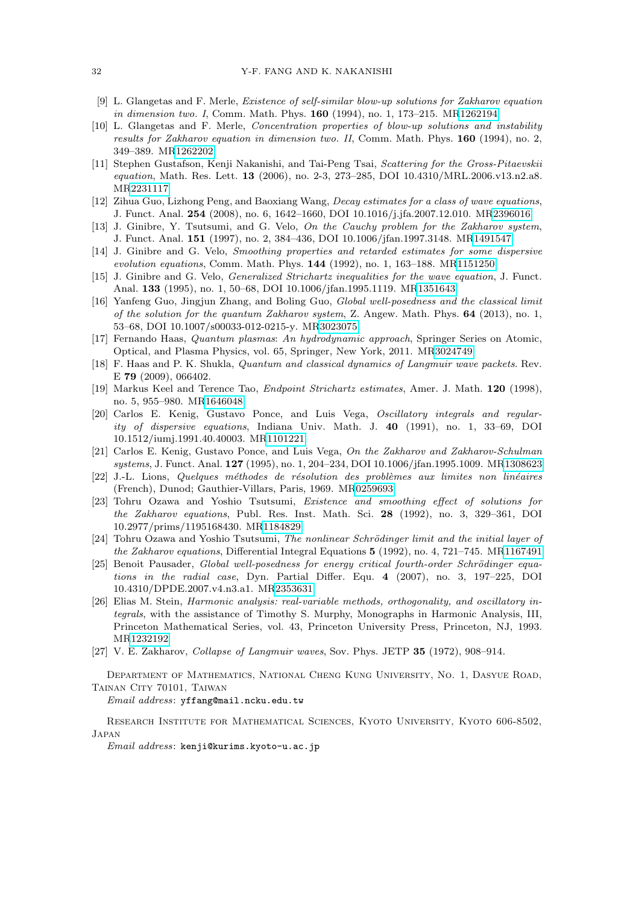[9] L. Glangetas and F. Merle, *Existence of self-similar blow-up solutions for Zakharov equation in dimension two. I*, Comm. Math. Phys. **160** (1994), no. 1, 173–215. MR1262194

[10] L. Glangetas and F. Merle, *Concentration properties of blow-up solutions and instability results for Zakharov equation in dimension two. II*, Comm. Math. Phys. **160** (1994), no. 2, 349–389. MR1262202

[11] Stephen Gustafson, Kenji Nakanishi, and Tai-Peng Tsai, *Scattering for the Gross-Pitaevskii equation*, Math. Res. Lett. **13** (2006), no. 2-3, 273–285, DOI 10.4310/MRL.2006.v13.n2.a8. MR2231117

[12] Zihua Guo, Lizhong Peng, and Baoxiang Wang, *Decay estimates for a class of wave equations*, J. Funct. Anal. **254** (2008), no. 6, 1642–1660, DOI 10.1016/j.jfa.2007.12.010. MR2396016

[13] J. Ginibre, Y. Tsutsumi, and G. Velo, *On the Cauchy problem for the Zakharov system*, J. Funct. Anal. **151** (1997), no. 2, 384–436, DOI 10.1006/jfan.1997.3148. MR1491547

[14] J. Ginibre and G. Velo, *Smoothing properties and retarded estimates for some dispersive evolution equations*, Comm. Math. Phys. **144** (1992), no. 1, 163–188. MR1151250

[15] J. Ginibre and G. Velo, *Generalized Strichartz inequalities for the wave equation*, J. Funct. Anal. **133** (1995), no. 1, 50–68, DOI 10.1006/jfan.1995.1119. MR1351643

[16] Yanfeng Guo, Jingjun Zhang, and Boling Guo, *Global well-posedness and the classical limit of the solution for the quantum Zakharov system*, Z. Angew. Math. Phys. **64** (2013), no. 1, 53–68, DOI 10.1007/s00033-012-0215-y. MR3023075

[17] Fernando Haas, *Quantum plasmas: An hydrodynamic approach*, Springer Series on Atomic, Optical, and Plasma Physics, vol. 65, Springer, New York, 2011. MR3024749

[18] F. Haas and P. K. Shukla, *Quantum and classical dynamics of Langmuir wave packets*. Rev. E **79** (2009), 066402.

[19] Markus Keel and Terence Tao, *Endpoint Strichartz estimates*, Amer. J. Math. **120** (1998), no. 5, 955–980. MR1646048

[20] Carlos E. Kenig, Gustavo Ponce, and Luis Vega, *Oscillatory integrals and regularity of dispersive equations*, Indiana Univ. Math. J. **40** (1991), no. 1, 33–69, DOI 10.1512/iumj.1991.40.40003. MR1101221

[21] Carlos E. Kenig, Gustavo Ponce, and Luis Vega, *On the Zakharov and Zakharov-Schulman systems*, J. Funct. Anal. **127** (1995), no. 1, 204–234, DOI 10.1006/jfan.1995.1009. MR1308623

[22] J.-L. Lions, *Quelques méthodes de résolution des problèmes aux limites non linéaires* (French), Dunod; Gauthier-Villars, Paris, 1969. MR0259693

[23] Tohru Ozawa and Yoshio Tsutsumi, *Existence and smoothing effect of solutions for the Zakharov equations*, Publ. Res. Inst. Math. Sci. **28** (1992), no. 3, 329–361, DOI 10.2977/prims/1195168430. MR1184829

[24] Tohru Ozawa and Yoshio Tsutsumi, *The nonlinear Schrödinger limit and the initial layer of the Zakharov equations*, Differential Integral Equations **5** (1992), no. 4, 721–745. MR1167491

[25] Benoit Pausader, *Global well-posedness for energy critical fourth-order Schrödinger equations in the radial case*, Dyn. Partial Differ. Equ. **4** (2007), no. 3, 197–225, DOI 10.4310/DPDE.2007.v4.n3.a1. MR2353631

[26] Elias M. Stein, *Harmonic analysis: real-variable methods, orthogonality, and oscillatory integrals*, with the assistance of Timothy S. Murphy, Monographs in Harmonic Analysis, III, Princeton Mathematical Series, vol. 43, Princeton University Press, Princeton, NJ, 1993. MR1232192

[27] V. E. Zakharov, *Collapse of Langmuir waves*, Sov. Phys. JETP **35** (1972), 908–914.

Department of Mathematics, National Cheng Kung University, No. 1, Dasyue Road, Tainan City 70101, Taiwan

*Email address*: yffang@mail.ncku.edu.tw

Research Institute for Mathematical Sciences, Kyoto University, Kyoto 606-8502, Japan

*Email address*: kenji@kurims.kyoto-u.ac.jp